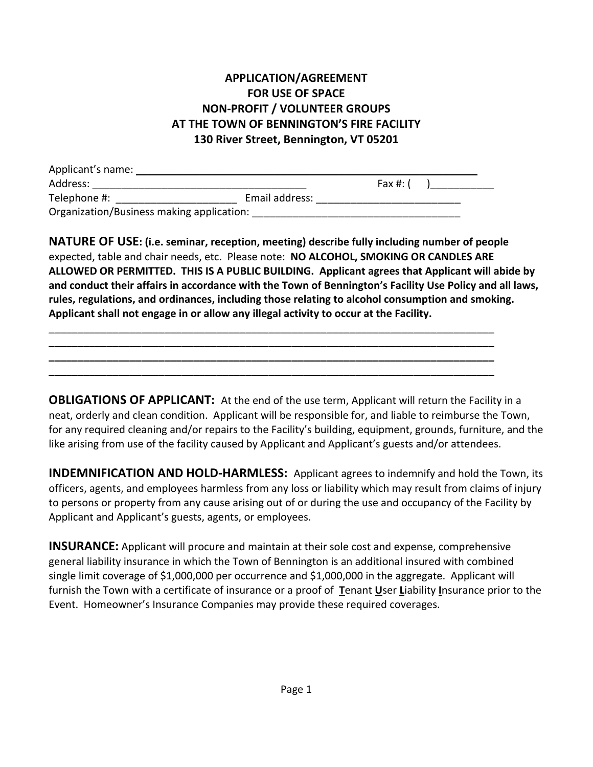**APPLICATION/AGREEMENT**
**FOR USE OF SPACE**
**NON-PROFIT / VOLUNTEER GROUPS**
**AT THE TOWN OF BENNINGTON'S FIRE FACILITY**
**130 River Street, Bennington, VT 05201**

Applicant's name: ___________________________________________________________
Address: ______________________________________ Fax #: (     )___________
Telephone #: _____________________ Email address: _________________________
Organization/Business making application: ____________________________________

**NATURE OF USE: (i.e. seminar, reception, meeting) describe fully including number of people** expected, table and chair needs, etc. Please note: **NO ALCOHOL, SMOKING OR CANDLES ARE ALLOWED OR PERMITTED. THIS IS A PUBLIC BUILDING. Applicant agrees that Applicant will abide by and conduct their affairs in accordance with the Town of Bennington's Facility Use Policy and all laws, rules, regulations, and ordinances, including those relating to alcohol consumption and smoking. Applicant shall not engage in or allow any illegal activity to occur at the Facility.**

________________________________________________________________________________
________________________________________________________________________________
________________________________________________________________________________
________________________________________________________________________________

**OBLIGATIONS OF APPLICANT:** At the end of the use term, Applicant will return the Facility in a neat, orderly and clean condition. Applicant will be responsible for, and liable to reimburse the Town, for any required cleaning and/or repairs to the Facility's building, equipment, grounds, furniture, and the like arising from use of the facility caused by Applicant and Applicant's guests and/or attendees.

**INDEMNIFICATION AND HOLD-HARMLESS:** Applicant agrees to indemnify and hold the Town, its officers, agents, and employees harmless from any loss or liability which may result from claims of injury to persons or property from any cause arising out of or during the use and occupancy of the Facility by Applicant and Applicant's guests, agents, or employees.

**INSURANCE:** Applicant will procure and maintain at their sole cost and expense, comprehensive general liability insurance in which the Town of Bennington is an additional insured with combined single limit coverage of $1,000,000 per occurrence and $1,000,000 in the aggregate. Applicant will furnish the Town with a certificate of insurance or a proof of **T**enant **U**ser **L**iability **I**nsurance prior to the Event. Homeowner's Insurance Companies may provide these required coverages.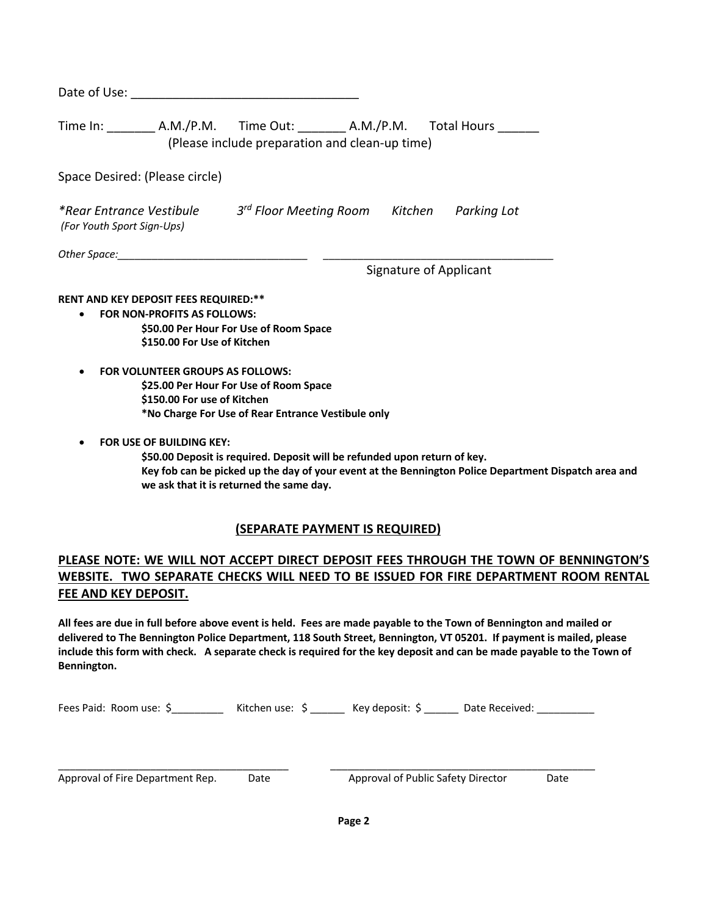Date of Use: _________________________________

Time In: _______ A.M./P.M.   Time Out: _______ A.M./P.M.   Total Hours ______

(Please include preparation and clean-up time)

Space Desired: (Please circle)

*\*Rear Entrance Vestibule* *(For Youth Sport Sign-Ups)*   *3rd Floor Meeting Room*   *Kitchen*   *Parking Lot*

*Other Space:*_______________________________

___________________________________
Signature of Applicant

**RENT AND KEY DEPOSIT FEES REQUIRED:\*\***

- **FOR NON-PROFITS AS FOLLOWS:**
  - **$50.00 Per Hour For Use of Room Space**
  - **$150.00 For Use of Kitchen**
- **FOR VOLUNTEER GROUPS AS FOLLOWS:**
  - **$25.00 Per Hour For Use of Room Space**
  - **$150.00 For use of Kitchen**
  - **\*No Charge For Use of Rear Entrance Vestibule only**
- **FOR USE OF BUILDING KEY:**
  - **$50.00 Deposit is required. Deposit will be refunded upon return of key. Key fob can be picked up the day of your event at the Bennington Police Department Dispatch area and we ask that it is returned the same day.**

**(SEPARATE PAYMENT IS REQUIRED)**

**PLEASE NOTE: WE WILL NOT ACCEPT DIRECT DEPOSIT FEES THROUGH THE TOWN OF BENNINGTON'S WEBSITE. TWO SEPARATE CHECKS WILL NEED TO BE ISSUED FOR FIRE DEPARTMENT ROOM RENTAL FEE AND KEY DEPOSIT.**

**All fees are due in full before above event is held. Fees are made payable to the Town of Bennington and mailed or delivered to The Bennington Police Department, 118 South Street, Bennington, VT 05201. If payment is mailed, please include this form with check. A separate check is required for the key deposit and can be made payable to the Town of Bennington.**

Fees Paid: Room use: $_________ Kitchen use: $ ______ Key deposit: $ ______ Date Received: __________

_______________________________________
Approval of Fire Department Rep.   Date

_______________________________________
Approval of Public Safety Director   Date